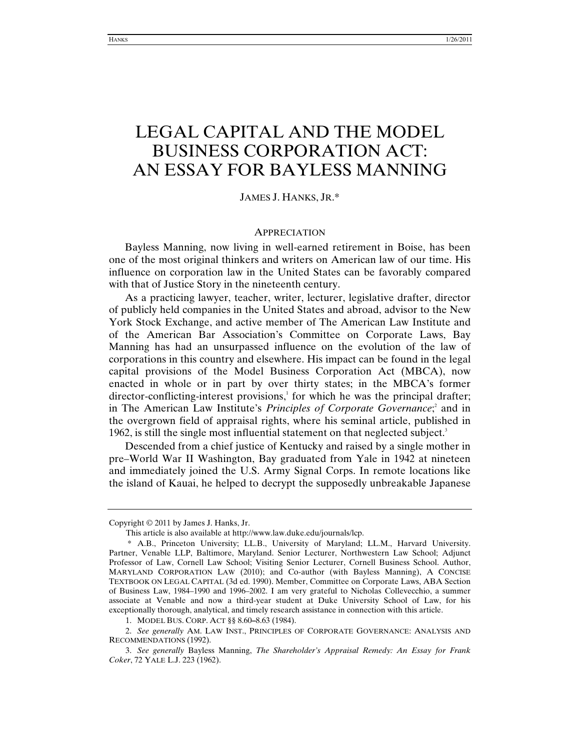# LEGAL CAPITAL AND THE MODEL BUSINESS CORPORATION ACT: AN ESSAY FOR BAYLESS MANNING

JAMES J. HANKS, JR.*

## APPRECIATION

Bayless Manning, now living in well-earned retirement in Boise, has been one of the most original thinkers and writers on American law of our time. His influence on corporation law in the United States can be favorably compared with that of Justice Story in the nineteenth century.

As a practicing lawyer, teacher, writer, lecturer, legislative drafter, director of publicly held companies in the United States and abroad, advisor to the New York Stock Exchange, and active member of The American Law Institute and of the American Bar Association's Committee on Corporate Laws, Bay Manning has had an unsurpassed influence on the evolution of the law of corporations in this country and elsewhere. His impact can be found in the legal capital provisions of the Model Business Corporation Act (MBCA), now enacted in whole or in part by over thirty states; in the MBCA's former director-conflicting-interest provisions,[1] for which he was the principal drafter; in The American Law Institute's *Principles of Corporate Governance*;[2] and in the overgrown field of appraisal rights, where his seminal article, published in 1962, is still the single most influential statement on that neglected subject.[3]

Descended from a chief justice of Kentucky and raised by a single mother in pre–World War II Washington, Bay graduated from Yale in 1942 at nineteen and immediately joined the U.S. Army Signal Corps. In remote locations like the island of Kauai, he helped to decrypt the supposedly unbreakable Japanese

---

Copyright © 2011 by James J. Hanks, Jr.

This article is also available at http://www.law.duke.edu/journals/lcp.

\* A.B., Princeton University; LL.B., University of Maryland; LL.M., Harvard University. Partner, Venable LLP, Baltimore, Maryland. Senior Lecturer, Northwestern Law School; Adjunct Professor of Law, Cornell Law School; Visiting Senior Lecturer, Cornell Business School. Author, MARYLAND CORPORATION LAW (2010); and Co-author (with Bayless Manning), A CONCISE TEXTBOOK ON LEGAL CAPITAL (3d ed. 1990). Member, Committee on Corporate Laws, ABA Section of Business Law, 1984–1990 and 1996–2002. I am very grateful to Nicholas Collevecchio, a summer associate at Venable and now a third-year student at Duke University School of Law, for his exceptionally thorough, analytical, and timely research assistance in connection with this article.

1. MODEL BUS. CORP. ACT §§ 8.60–8.63 (1984).

2. *See generally* AM. LAW INST., PRINCIPLES OF CORPORATE GOVERNANCE: ANALYSIS AND RECOMMENDATIONS (1992).

3. *See generally* Bayless Manning, *The Shareholder's Appraisal Remedy: An Essay for Frank Coker*, 72 YALE L.J. 223 (1962).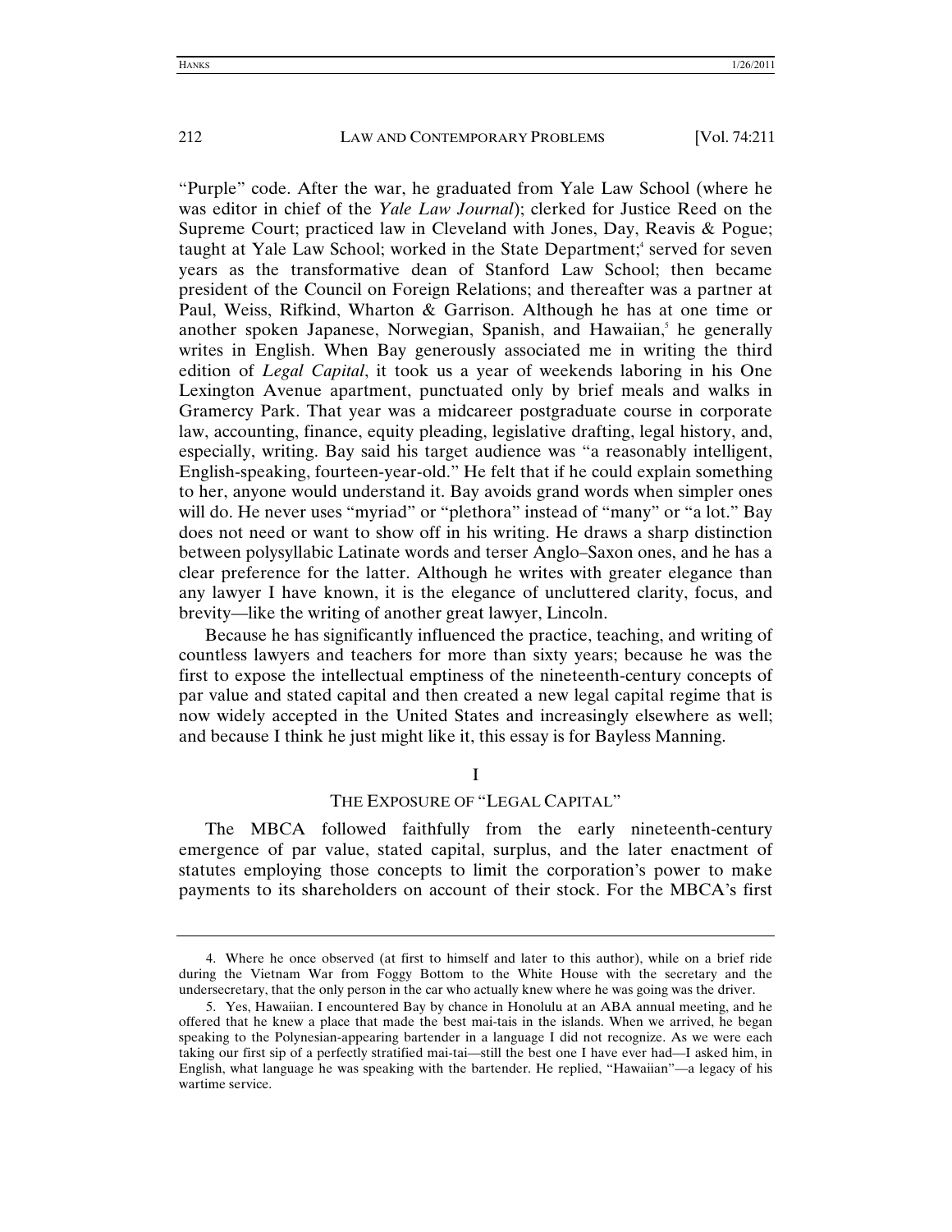"Purple" code. After the war, he graduated from Yale Law School (where he was editor in chief of the *Yale Law Journal*); clerked for Justice Reed on the Supreme Court; practiced law in Cleveland with Jones, Day, Reavis & Pogue; taught at Yale Law School; worked in the State Department;[4] served for seven years as the transformative dean of Stanford Law School; then became president of the Council on Foreign Relations; and thereafter was a partner at Paul, Weiss, Rifkind, Wharton & Garrison. Although he has at one time or another spoken Japanese, Norwegian, Spanish, and Hawaiian,[5] he generally writes in English. When Bay generously associated me in writing the third edition of *Legal Capital*, it took us a year of weekends laboring in his One Lexington Avenue apartment, punctuated only by brief meals and walks in Gramercy Park. That year was a midcareer postgraduate course in corporate law, accounting, finance, equity pleading, legislative drafting, legal history, and, especially, writing. Bay said his target audience was "a reasonably intelligent, English-speaking, fourteen-year-old." He felt that if he could explain something to her, anyone would understand it. Bay avoids grand words when simpler ones will do. He never uses "myriad" or "plethora" instead of "many" or "a lot." Bay does not need or want to show off in his writing. He draws a sharp distinction between polysyllabic Latinate words and terser Anglo–Saxon ones, and he has a clear preference for the latter. Although he writes with greater elegance than any lawyer I have known, it is the elegance of uncluttered clarity, focus, and brevity—like the writing of another great lawyer, Lincoln.

Because he has significantly influenced the practice, teaching, and writing of countless lawyers and teachers for more than sixty years; because he was the first to expose the intellectual emptiness of the nineteenth-century concepts of par value and stated capital and then created a new legal capital regime that is now widely accepted in the United States and increasingly elsewhere as well; and because I think he just might like it, this essay is for Bayless Manning.

## I

## THE EXPOSURE OF "LEGAL CAPITAL"

The MBCA followed faithfully from the early nineteenth-century emergence of par value, stated capital, surplus, and the later enactment of statutes employing those concepts to limit the corporation's power to make payments to its shareholders on account of their stock. For the MBCA's first

---

4. Where he once observed (at first to himself and later to this author), while on a brief ride during the Vietnam War from Foggy Bottom to the White House with the secretary and the undersecretary, that the only person in the car who actually knew where he was going was the driver.

5. Yes, Hawaiian. I encountered Bay by chance in Honolulu at an ABA annual meeting, and he offered that he knew a place that made the best mai-tais in the islands. When we arrived, he began speaking to the Polynesian-appearing bartender in a language I did not recognize. As we were each taking our first sip of a perfectly stratified mai-tai—still the best one I have ever had—I asked him, in English, what language he was speaking with the bartender. He replied, "Hawaiian"—a legacy of his wartime service.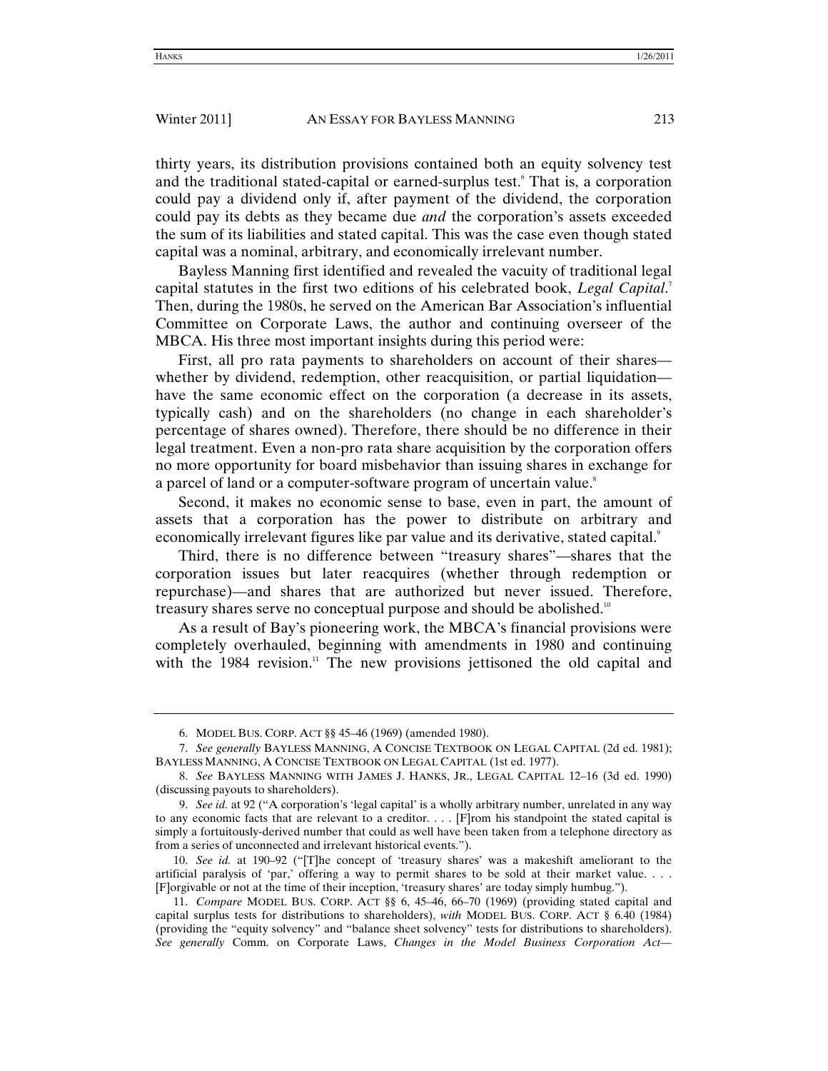thirty years, its distribution provisions contained both an equity solvency test and the traditional stated-capital or earned-surplus test.[6] That is, a corporation could pay a dividend only if, after payment of the dividend, the corporation could pay its debts as they became due *and* the corporation's assets exceeded the sum of its liabilities and stated capital. This was the case even though stated capital was a nominal, arbitrary, and economically irrelevant number.

Bayless Manning first identified and revealed the vacuity of traditional legal capital statutes in the first two editions of his celebrated book, *Legal Capital*.[7] Then, during the 1980s, he served on the American Bar Association's influential Committee on Corporate Laws, the author and continuing overseer of the MBCA. His three most important insights during this period were:

First, all pro rata payments to shareholders on account of their shares—whether by dividend, redemption, other reacquisition, or partial liquidation—have the same economic effect on the corporation (a decrease in its assets, typically cash) and on the shareholders (no change in each shareholder's percentage of shares owned). Therefore, there should be no difference in their legal treatment. Even a non-pro rata share acquisition by the corporation offers no more opportunity for board misbehavior than issuing shares in exchange for a parcel of land or a computer-software program of uncertain value.[8]

Second, it makes no economic sense to base, even in part, the amount of assets that a corporation has the power to distribute on arbitrary and economically irrelevant figures like par value and its derivative, stated capital.[9]

Third, there is no difference between "treasury shares"—shares that the corporation issues but later reacquires (whether through redemption or repurchase)—and shares that are authorized but never issued. Therefore, treasury shares serve no conceptual purpose and should be abolished.[10]

As a result of Bay's pioneering work, the MBCA's financial provisions were completely overhauled, beginning with amendments in 1980 and continuing with the 1984 revision.[11] The new provisions jettisoned the old capital and

---

6. MODEL BUS. CORP. ACT §§ 45–46 (1969) (amended 1980).

7. *See generally* BAYLESS MANNING, A CONCISE TEXTBOOK ON LEGAL CAPITAL (2d ed. 1981); BAYLESS MANNING, A CONCISE TEXTBOOK ON LEGAL CAPITAL (1st ed. 1977).

8. *See* BAYLESS MANNING WITH JAMES J. HANKS, JR., LEGAL CAPITAL 12–16 (3d ed. 1990) (discussing payouts to shareholders).

9. *See id.* at 92 ("A corporation's 'legal capital' is a wholly arbitrary number, unrelated in any way to any economic facts that are relevant to a creditor. . . . [F]rom his standpoint the stated capital is simply a fortuitously-derived number that could as well have been taken from a telephone directory as from a series of unconnected and irrelevant historical events.").

10. *See id.* at 190–92 ("[T]he concept of 'treasury shares' was a makeshift ameliorant to the artificial paralysis of 'par,' offering a way to permit shares to be sold at their market value. . . . [F]orgivable or not at the time of their inception, 'treasury shares' are today simply humbug.").

11. *Compare* MODEL BUS. CORP. ACT §§ 6, 45–46, 66–70 (1969) (providing stated capital and capital surplus tests for distributions to shareholders), *with* MODEL BUS. CORP. ACT § 6.40 (1984) (providing the "equity solvency" and "balance sheet solvency" tests for distributions to shareholders). *See generally* Comm. on Corporate Laws, *Changes in the Model Business Corporation Act—*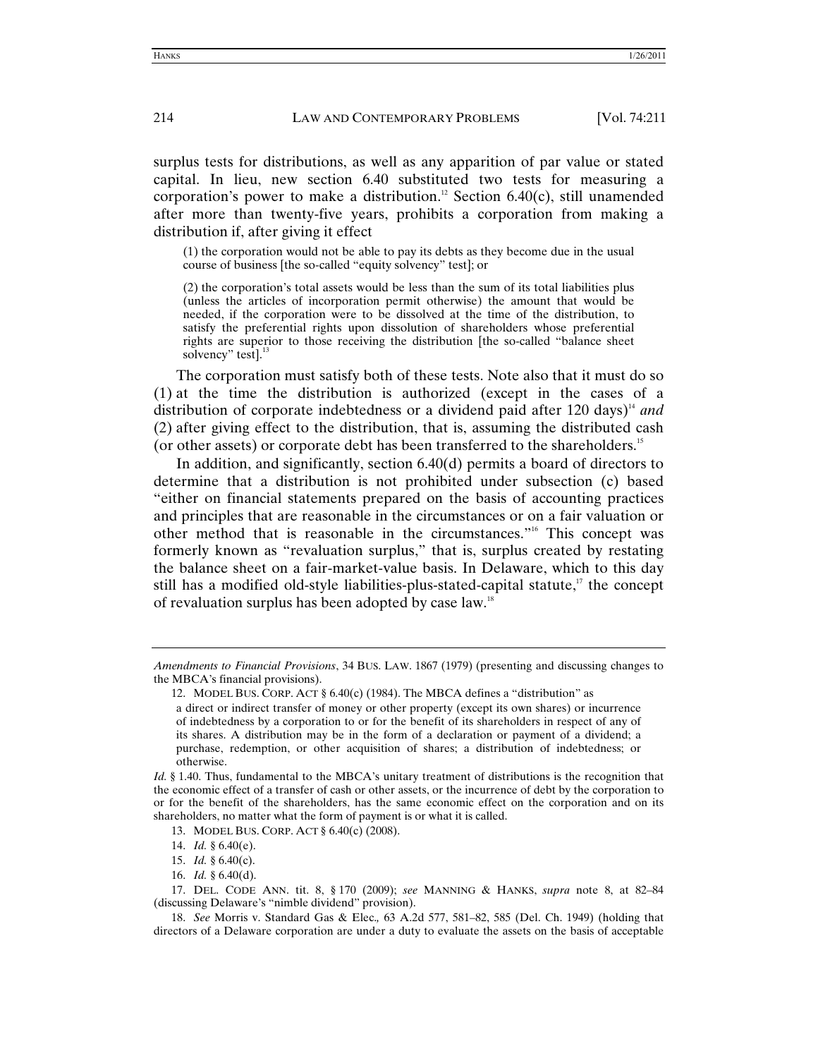surplus tests for distributions, as well as any apparition of par value or stated capital. In lieu, new section 6.40 substituted two tests for measuring a corporation's power to make a distribution.[12] Section 6.40(c), still unamended after more than twenty-five years, prohibits a corporation from making a distribution if, after giving it effect

> (1) the corporation would not be able to pay its debts as they become due in the usual course of business [the so-called "equity solvency" test]; or
>
> (2) the corporation's total assets would be less than the sum of its total liabilities plus (unless the articles of incorporation permit otherwise) the amount that would be needed, if the corporation were to be dissolved at the time of the distribution, to satisfy the preferential rights upon dissolution of shareholders whose preferential rights are superior to those receiving the distribution [the so-called "balance sheet solvency" test].[13]

The corporation must satisfy both of these tests. Note also that it must do so (1) at the time the distribution is authorized (except in the cases of a distribution of corporate indebtedness or a dividend paid after 120 days)[14] *and* (2) after giving effect to the distribution, that is, assuming the distributed cash (or other assets) or corporate debt has been transferred to the shareholders.[15]

In addition, and significantly, section 6.40(d) permits a board of directors to determine that a distribution is not prohibited under subsection (c) based "either on financial statements prepared on the basis of accounting practices and principles that are reasonable in the circumstances or on a fair valuation or other method that is reasonable in the circumstances."[16] This concept was formerly known as "revaluation surplus," that is, surplus created by restating the balance sheet on a fair-market-value basis. In Delaware, which to this day still has a modified old-style liabilities-plus-stated-capital statute,[17] the concept of revaluation surplus has been adopted by case law.[18]

---

*Amendments to Financial Provisions*, 34 BUS. LAW. 1867 (1979) (presenting and discussing changes to the MBCA's financial provisions).

12. MODEL BUS. CORP. ACT § 6.40(c) (1984). The MBCA defines a "distribution" as

> a direct or indirect transfer of money or other property (except its own shares) or incurrence of indebtedness by a corporation to or for the benefit of its shareholders in respect of any of its shares. A distribution may be in the form of a declaration or payment of a dividend; a purchase, redemption, or other acquisition of shares; a distribution of indebtedness; or otherwise.

*Id.* § 1.40. Thus, fundamental to the MBCA's unitary treatment of distributions is the recognition that the economic effect of a transfer of cash or other assets, or the incurrence of debt by the corporation to or for the benefit of the shareholders, has the same economic effect on the corporation and on its shareholders, no matter what the form of payment is or what it is called.

13. MODEL BUS. CORP. ACT § 6.40(c) (2008).

14. *Id.* § 6.40(e).

15. *Id.* § 6.40(c).

16. *Id.* § 6.40(d).

17. DEL. CODE ANN. tit. 8, § 170 (2009); *see* MANNING & HANKS, *supra* note 8, at 82–84 (discussing Delaware's "nimble dividend" provision).

18. *See* Morris v. Standard Gas & Elec.*,* 63 A.2d 577, 581–82, 585 (Del. Ch. 1949) (holding that directors of a Delaware corporation are under a duty to evaluate the assets on the basis of acceptable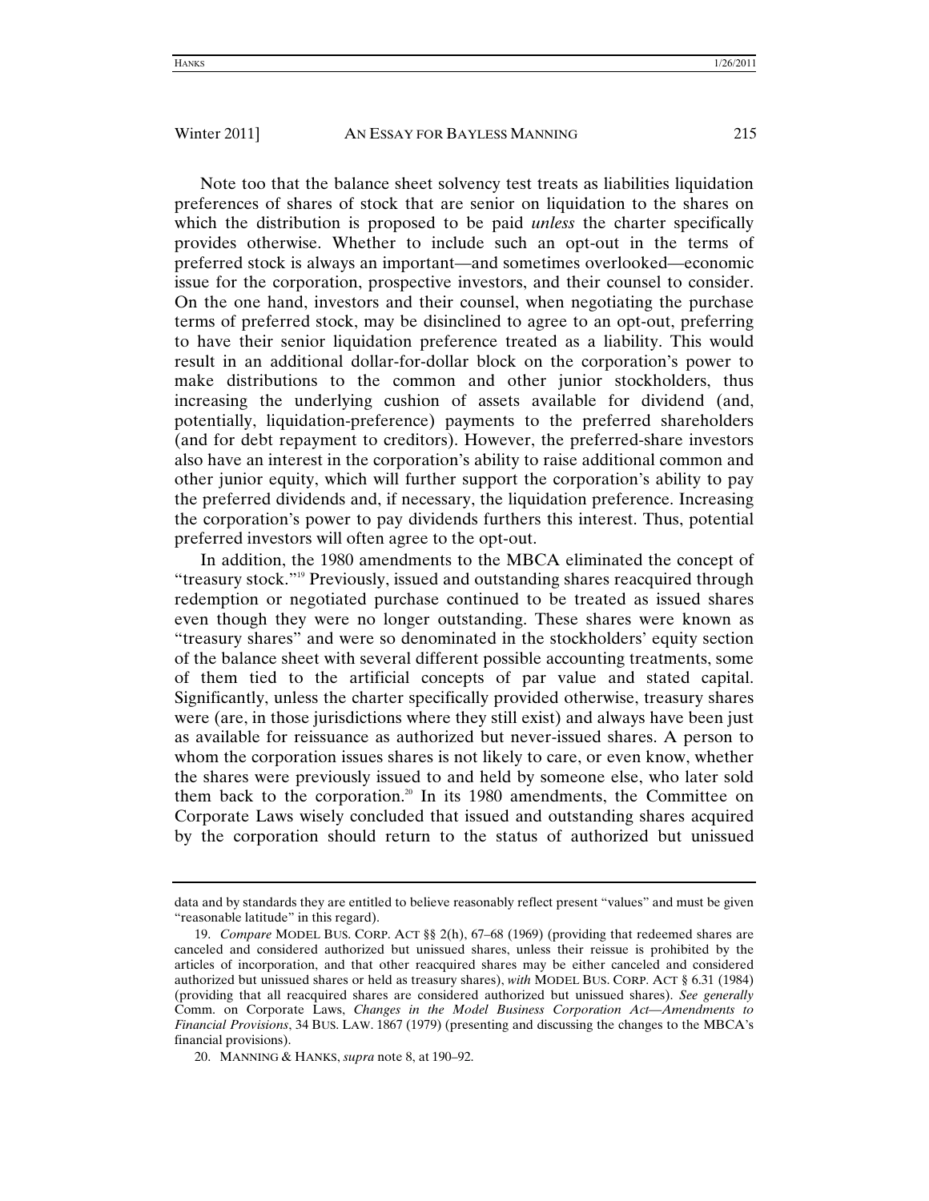Note too that the balance sheet solvency test treats as liabilities liquidation preferences of shares of stock that are senior on liquidation to the shares on which the distribution is proposed to be paid *unless* the charter specifically provides otherwise. Whether to include such an opt-out in the terms of preferred stock is always an important—and sometimes overlooked—economic issue for the corporation, prospective investors, and their counsel to consider. On the one hand, investors and their counsel, when negotiating the purchase terms of preferred stock, may be disinclined to agree to an opt-out, preferring to have their senior liquidation preference treated as a liability. This would result in an additional dollar-for-dollar block on the corporation's power to make distributions to the common and other junior stockholders, thus increasing the underlying cushion of assets available for dividend (and, potentially, liquidation-preference) payments to the preferred shareholders (and for debt repayment to creditors). However, the preferred-share investors also have an interest in the corporation's ability to raise additional common and other junior equity, which will further support the corporation's ability to pay the preferred dividends and, if necessary, the liquidation preference. Increasing the corporation's power to pay dividends furthers this interest. Thus, potential preferred investors will often agree to the opt-out.

In addition, the 1980 amendments to the MBCA eliminated the concept of "treasury stock."[19] Previously, issued and outstanding shares reacquired through redemption or negotiated purchase continued to be treated as issued shares even though they were no longer outstanding. These shares were known as "treasury shares" and were so denominated in the stockholders' equity section of the balance sheet with several different possible accounting treatments, some of them tied to the artificial concepts of par value and stated capital. Significantly, unless the charter specifically provided otherwise, treasury shares were (are, in those jurisdictions where they still exist) and always have been just as available for reissuance as authorized but never-issued shares. A person to whom the corporation issues shares is not likely to care, or even know, whether the shares were previously issued to and held by someone else, who later sold them back to the corporation.[20] In its 1980 amendments, the Committee on Corporate Laws wisely concluded that issued and outstanding shares acquired by the corporation should return to the status of authorized but unissued

---

data and by standards they are entitled to believe reasonably reflect present "values" and must be given "reasonable latitude" in this regard).

19. *Compare* MODEL BUS. CORP. ACT §§ 2(h), 67–68 (1969) (providing that redeemed shares are canceled and considered authorized but unissued shares, unless their reissue is prohibited by the articles of incorporation, and that other reacquired shares may be either canceled and considered authorized but unissued shares or held as treasury shares), *with* MODEL BUS. CORP. ACT § 6.31 (1984) (providing that all reacquired shares are considered authorized but unissued shares). *See generally* Comm. on Corporate Laws, *Changes in the Model Business Corporation Act—Amendments to Financial Provisions*, 34 BUS. LAW. 1867 (1979) (presenting and discussing the changes to the MBCA's financial provisions).

20. MANNING & HANKS, *supra* note 8, at 190–92.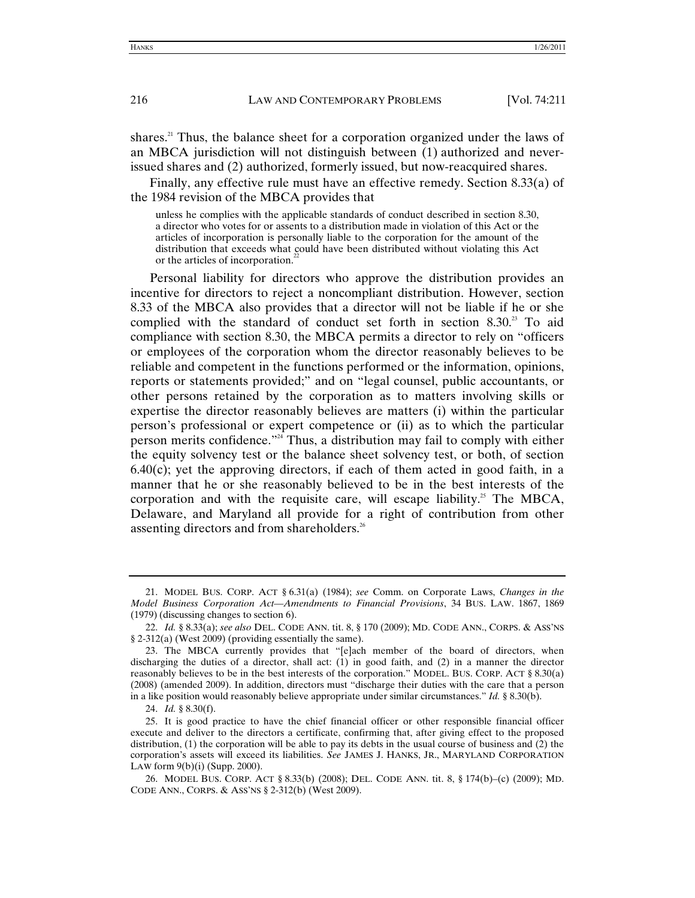shares.[21] Thus, the balance sheet for a corporation organized under the laws of an MBCA jurisdiction will not distinguish between (1) authorized and never-issued shares and (2) authorized, formerly issued, but now-reacquired shares.

Finally, any effective rule must have an effective remedy. Section 8.33(a) of the 1984 revision of the MBCA provides that

> unless he complies with the applicable standards of conduct described in section 8.30, a director who votes for or assents to a distribution made in violation of this Act or the articles of incorporation is personally liable to the corporation for the amount of the distribution that exceeds what could have been distributed without violating this Act or the articles of incorporation.[22]

Personal liability for directors who approve the distribution provides an incentive for directors to reject a noncompliant distribution. However, section 8.33 of the MBCA also provides that a director will not be liable if he or she complied with the standard of conduct set forth in section 8.30.[23] To aid compliance with section 8.30, the MBCA permits a director to rely on "officers or employees of the corporation whom the director reasonably believes to be reliable and competent in the functions performed or the information, opinions, reports or statements provided;" and on "legal counsel, public accountants, or other persons retained by the corporation as to matters involving skills or expertise the director reasonably believes are matters (i) within the particular person's professional or expert competence or (ii) as to which the particular person merits confidence."[24] Thus, a distribution may fail to comply with either the equity solvency test or the balance sheet solvency test, or both, of section 6.40(c); yet the approving directors, if each of them acted in good faith, in a manner that he or she reasonably believed to be in the best interests of the corporation and with the requisite care, will escape liability.[25] The MBCA, Delaware, and Maryland all provide for a right of contribution from other assenting directors and from shareholders.[26]

---

21. MODEL BUS. CORP. ACT § 6.31(a) (1984); *see* Comm. on Corporate Laws, *Changes in the Model Business Corporation Act—Amendments to Financial Provisions*, 34 BUS. LAW. 1867, 1869 (1979) (discussing changes to section 6).

22. *Id.* § 8.33(a); *see also* DEL. CODE ANN. tit. 8, § 170 (2009); MD. CODE ANN., CORPS. & ASS'NS § 2-312(a) (West 2009) (providing essentially the same).

23. The MBCA currently provides that "[e]ach member of the board of directors, when discharging the duties of a director, shall act: (1) in good faith, and (2) in a manner the director reasonably believes to be in the best interests of the corporation." MODEL. BUS. CORP. ACT § 8.30(a) (2008) (amended 2009). In addition, directors must "discharge their duties with the care that a person in a like position would reasonably believe appropriate under similar circumstances." *Id.* § 8.30(b).

24. *Id.* § 8.30(f).

25. It is good practice to have the chief financial officer or other responsible financial officer execute and deliver to the directors a certificate, confirming that, after giving effect to the proposed distribution, (1) the corporation will be able to pay its debts in the usual course of business and (2) the corporation's assets will exceed its liabilities. *See* JAMES J. HANKS, JR., MARYLAND CORPORATION LAW form 9(b)(i) (Supp. 2000).

26. MODEL BUS. CORP. ACT § 8.33(b) (2008); DEL. CODE ANN. tit. 8, § 174(b)–(c) (2009); MD. CODE ANN., CORPS. & ASS'NS § 2-312(b) (West 2009).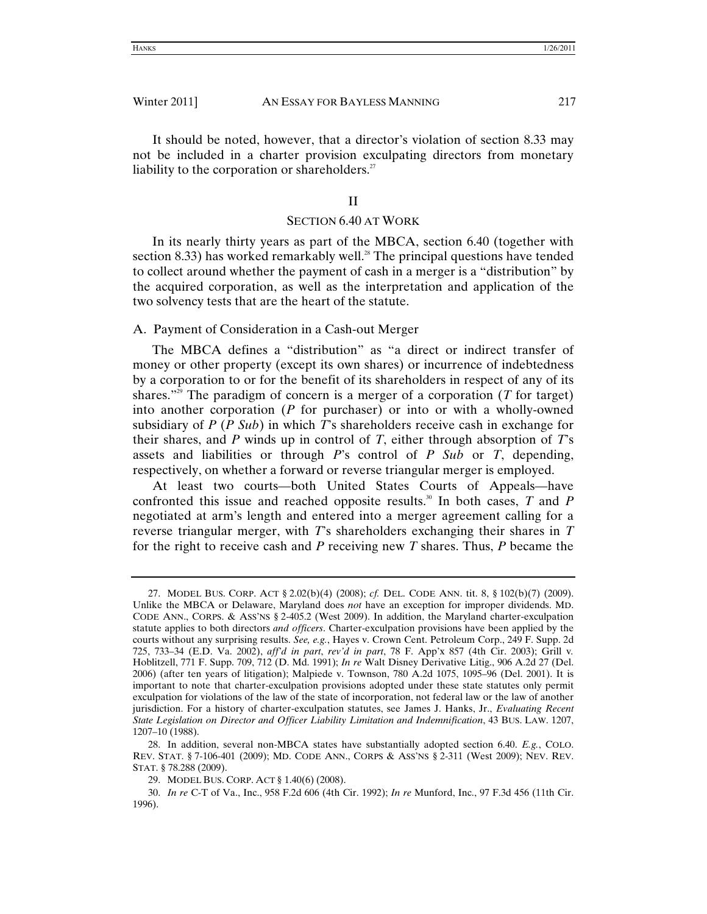It should be noted, however, that a director's violation of section 8.33 may not be included in a charter provision exculpating directors from monetary liability to the corporation or shareholders.[27]

## II

## SECTION 6.40 AT WORK

In its nearly thirty years as part of the MBCA, section 6.40 (together with section 8.33) has worked remarkably well.[28] The principal questions have tended to collect around whether the payment of cash in a merger is a "distribution" by the acquired corporation, as well as the interpretation and application of the two solvency tests that are the heart of the statute.

### A. Payment of Consideration in a Cash-out Merger

The MBCA defines a "distribution" as "a direct or indirect transfer of money or other property (except its own shares) or incurrence of indebtedness by a corporation to or for the benefit of its shareholders in respect of any of its shares."[29] The paradigm of concern is a merger of a corporation (*T* for target) into another corporation (*P* for purchaser) or into or with a wholly-owned subsidiary of *P* (*P Sub*) in which *T*'s shareholders receive cash in exchange for their shares, and *P* winds up in control of *T*, either through absorption of *T*'s assets and liabilities or through *P*'s control of *P Sub* or *T*, depending, respectively, on whether a forward or reverse triangular merger is employed.

At least two courts—both United States Courts of Appeals—have confronted this issue and reached opposite results.[30] In both cases, *T* and *P* negotiated at arm's length and entered into a merger agreement calling for a reverse triangular merger, with *T*'s shareholders exchanging their shares in *T* for the right to receive cash and *P* receiving new *T* shares. Thus, *P* became the

---

27. MODEL BUS. CORP. ACT § 2.02(b)(4) (2008); *cf.* DEL. CODE ANN. tit. 8, § 102(b)(7) (2009). Unlike the MBCA or Delaware, Maryland does *not* have an exception for improper dividends. MD. CODE ANN., CORPS. & ASS'NS § 2-405.2 (West 2009). In addition, the Maryland charter-exculpation statute applies to both directors *and officers*. Charter-exculpation provisions have been applied by the courts without any surprising results. *See, e.g.*, Hayes v. Crown Cent. Petroleum Corp., 249 F. Supp. 2d 725, 733–34 (E.D. Va. 2002), *aff'd in part*, *rev'd in part*, 78 F. App'x 857 (4th Cir. 2003); Grill v. Hoblitzell, 771 F. Supp. 709, 712 (D. Md. 1991); *In re* Walt Disney Derivative Litig., 906 A.2d 27 (Del. 2006) (after ten years of litigation); Malpiede v. Townson, 780 A.2d 1075, 1095–96 (Del. 2001). It is important to note that charter-exculpation provisions adopted under these state statutes only permit exculpation for violations of the law of the state of incorporation, not federal law or the law of another jurisdiction. For a history of charter-exculpation statutes, see James J. Hanks, Jr., *Evaluating Recent State Legislation on Director and Officer Liability Limitation and Indemnification*, 43 BUS. LAW. 1207, 1207–10 (1988).

28. In addition, several non-MBCA states have substantially adopted section 6.40. *E.g.*, COLO. REV. STAT. § 7-106-401 (2009); MD. CODE ANN., CORPS & ASS'NS § 2-311 (West 2009); NEV. REV. STAT. § 78.288 (2009).

29. MODEL BUS. CORP. ACT § 1.40(6) (2008).

30. *In re* C-T of Va., Inc., 958 F.2d 606 (4th Cir. 1992); *In re* Munford, Inc., 97 F.3d 456 (11th Cir. 1996).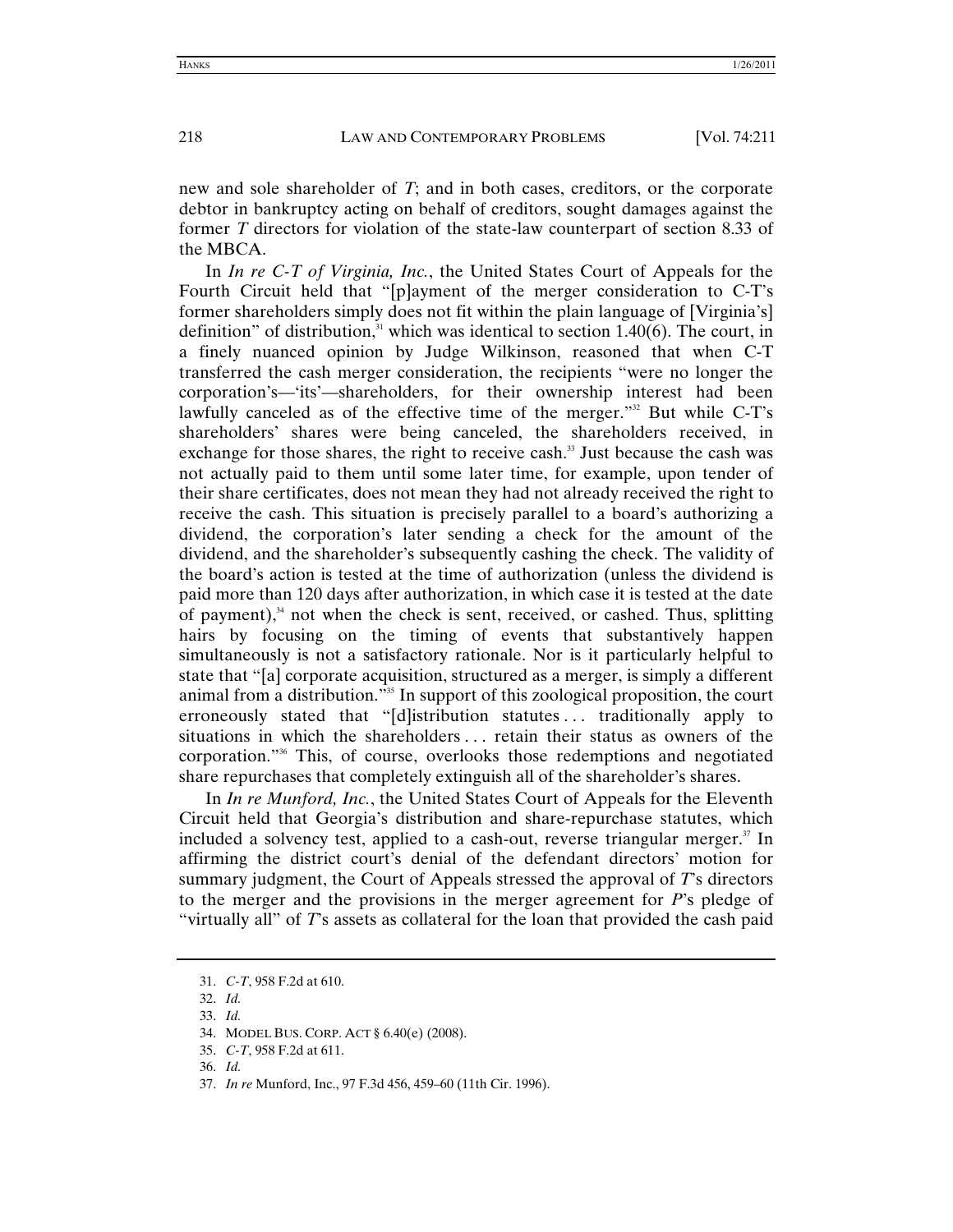new and sole shareholder of *T*; and in both cases, creditors, or the corporate debtor in bankruptcy acting on behalf of creditors, sought damages against the former *T* directors for violation of the state-law counterpart of section 8.33 of the MBCA.

In *In re C-T of Virginia, Inc.*, the United States Court of Appeals for the Fourth Circuit held that "[p]ayment of the merger consideration to C-T's former shareholders simply does not fit within the plain language of [Virginia's] definition" of distribution,[31] which was identical to section 1.40(6). The court, in a finely nuanced opinion by Judge Wilkinson, reasoned that when C-T transferred the cash merger consideration, the recipients "were no longer the corporation's—'its'—shareholders, for their ownership interest had been lawfully canceled as of the effective time of the merger."[32] But while C-T's shareholders' shares were being canceled, the shareholders received, in exchange for those shares, the right to receive cash.[33] Just because the cash was not actually paid to them until some later time, for example, upon tender of their share certificates, does not mean they had not already received the right to receive the cash. This situation is precisely parallel to a board's authorizing a dividend, the corporation's later sending a check for the amount of the dividend, and the shareholder's subsequently cashing the check. The validity of the board's action is tested at the time of authorization (unless the dividend is paid more than 120 days after authorization, in which case it is tested at the date of payment),[34] not when the check is sent, received, or cashed. Thus, splitting hairs by focusing on the timing of events that substantively happen simultaneously is not a satisfactory rationale. Nor is it particularly helpful to state that "[a] corporate acquisition, structured as a merger, is simply a different animal from a distribution."[35] In support of this zoological proposition, the court erroneously stated that "[d]istribution statutes . . . traditionally apply to situations in which the shareholders . . . retain their status as owners of the corporation."[36] This, of course, overlooks those redemptions and negotiated share repurchases that completely extinguish all of the shareholder's shares.

In *In re Munford, Inc.*, the United States Court of Appeals for the Eleventh Circuit held that Georgia's distribution and share-repurchase statutes, which included a solvency test, applied to a cash-out, reverse triangular merger.[37] In affirming the district court's denial of the defendant directors' motion for summary judgment, the Court of Appeals stressed the approval of *T*'s directors to the merger and the provisions in the merger agreement for *P*'s pledge of "virtually all" of *T*'s assets as collateral for the loan that provided the cash paid

---

31. *C-T*, 958 F.2d at 610.

32. *Id.*

33. *Id.*

34. MODEL BUS. CORP. ACT § 6.40(e) (2008).

35. *C-T*, 958 F.2d at 611.

36. *Id.*

37. *In re* Munford, Inc., 97 F.3d 456, 459–60 (11th Cir. 1996).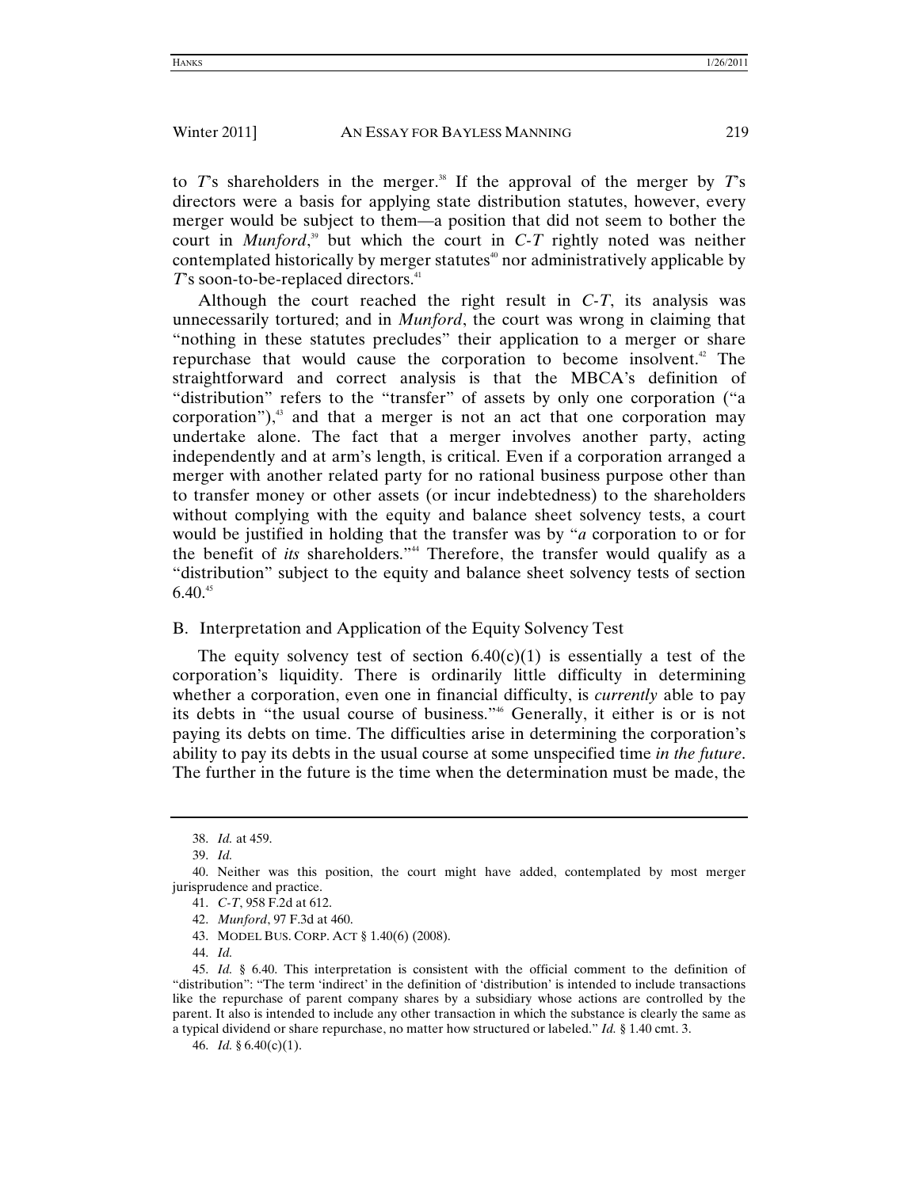to *T*'s shareholders in the merger.[38] If the approval of the merger by *T*'s directors were a basis for applying state distribution statutes, however, every merger would be subject to them—a position that did not seem to bother the court in *Munford*,[39] but which the court in *C-T* rightly noted was neither contemplated historically by merger statutes[40] nor administratively applicable by *T*'s soon-to-be-replaced directors.[41]

Although the court reached the right result in *C-T*, its analysis was unnecessarily tortured; and in *Munford*, the court was wrong in claiming that "nothing in these statutes precludes" their application to a merger or share repurchase that would cause the corporation to become insolvent.[42] The straightforward and correct analysis is that the MBCA's definition of "distribution" refers to the "transfer" of assets by only one corporation ("a corporation"),[43] and that a merger is not an act that one corporation may undertake alone. The fact that a merger involves another party, acting independently and at arm's length, is critical. Even if a corporation arranged a merger with another related party for no rational business purpose other than to transfer money or other assets (or incur indebtedness) to the shareholders without complying with the equity and balance sheet solvency tests, a court would be justified in holding that the transfer was by "*a* corporation to or for the benefit of *its* shareholders."[44] Therefore, the transfer would qualify as a "distribution" subject to the equity and balance sheet solvency tests of section 6.40.[45]

## B. Interpretation and Application of the Equity Solvency Test

The equity solvency test of section 6.40(c)(1) is essentially a test of the corporation's liquidity. There is ordinarily little difficulty in determining whether a corporation, even one in financial difficulty, is *currently* able to pay its debts in "the usual course of business."[46] Generally, it either is or is not paying its debts on time. The difficulties arise in determining the corporation's ability to pay its debts in the usual course at some unspecified time *in the future*. The further in the future is the time when the determination must be made, the

---

38. *Id.* at 459.

39. *Id.*

40. Neither was this position, the court might have added, contemplated by most merger jurisprudence and practice.

41. *C-T*, 958 F.2d at 612.

42. *Munford*, 97 F.3d at 460.

43. MODEL BUS. CORP. ACT § 1.40(6) (2008).

44. *Id.*

45. *Id.* § 6.40. This interpretation is consistent with the official comment to the definition of "distribution": "The term 'indirect' in the definition of 'distribution' is intended to include transactions like the repurchase of parent company shares by a subsidiary whose actions are controlled by the parent. It also is intended to include any other transaction in which the substance is clearly the same as a typical dividend or share repurchase, no matter how structured or labeled." *Id.* § 1.40 cmt. 3.

46. *Id.* § 6.40(c)(1).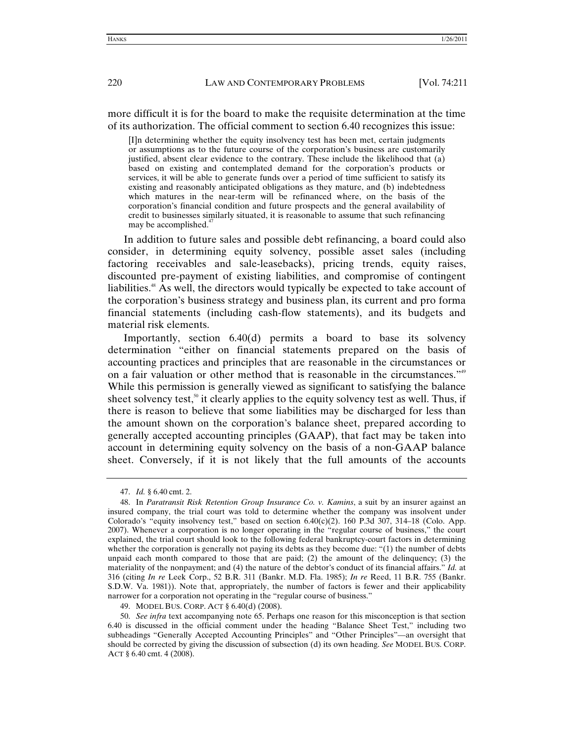more difficult it is for the board to make the requisite determination at the time of its authorization. The official comment to section 6.40 recognizes this issue:

> [I]n determining whether the equity insolvency test has been met, certain judgments or assumptions as to the future course of the corporation's business are customarily justified, absent clear evidence to the contrary. These include the likelihood that (a) based on existing and contemplated demand for the corporation's products or services, it will be able to generate funds over a period of time sufficient to satisfy its existing and reasonably anticipated obligations as they mature, and (b) indebtedness which matures in the near-term will be refinanced where, on the basis of the corporation's financial condition and future prospects and the general availability of credit to businesses similarly situated, it is reasonable to assume that such refinancing may be accomplished.[47]

In addition to future sales and possible debt refinancing, a board could also consider, in determining equity solvency, possible asset sales (including factoring receivables and sale-leasebacks), pricing trends, equity raises, discounted pre-payment of existing liabilities, and compromise of contingent liabilities.[48] As well, the directors would typically be expected to take account of the corporation's business strategy and business plan, its current and pro forma financial statements (including cash-flow statements), and its budgets and material risk elements.

Importantly, section 6.40(d) permits a board to base its solvency determination "either on financial statements prepared on the basis of accounting practices and principles that are reasonable in the circumstances or on a fair valuation or other method that is reasonable in the circumstances."[49] While this permission is generally viewed as significant to satisfying the balance sheet solvency test,[50] it clearly applies to the equity solvency test as well. Thus, if there is reason to believe that some liabilities may be discharged for less than the amount shown on the corporation's balance sheet, prepared according to generally accepted accounting principles (GAAP), that fact may be taken into account in determining equity solvency on the basis of a non-GAAP balance sheet. Conversely, if it is not likely that the full amounts of the accounts

---

47. *Id.* § 6.40 cmt. 2.

48. In *Paratransit Risk Retention Group Insurance Co. v. Kamins*, a suit by an insurer against an insured company, the trial court was told to determine whether the company was insolvent under Colorado's "equity insolvency test," based on section 6.40(c)(2). 160 P.3d 307, 314–18 (Colo. App. 2007). Whenever a corporation is no longer operating in the "regular course of business," the court explained, the trial court should look to the following federal bankruptcy-court factors in determining whether the corporation is generally not paying its debts as they become due: "(1) the number of debts unpaid each month compared to those that are paid; (2) the amount of the delinquency; (3) the materiality of the nonpayment; and (4) the nature of the debtor's conduct of its financial affairs." *Id.* at 316 (citing *In re* Leek Corp., 52 B.R. 311 (Bankr. M.D. Fla. 1985); *In re* Reed, 11 B.R. 755 (Bankr. S.D.W. Va. 1981)). Note that, appropriately, the number of factors is fewer and their applicability narrower for a corporation not operating in the "regular course of business."

49. MODEL BUS. CORP. ACT § 6.40(d) (2008).

50. *See infra* text accompanying note 65. Perhaps one reason for this misconception is that section 6.40 is discussed in the official comment under the heading "Balance Sheet Test," including two subheadings "Generally Accepted Accounting Principles" and "Other Principles"—an oversight that should be corrected by giving the discussion of subsection (d) its own heading. *See* MODEL BUS. CORP. ACT § 6.40 cmt. 4 (2008).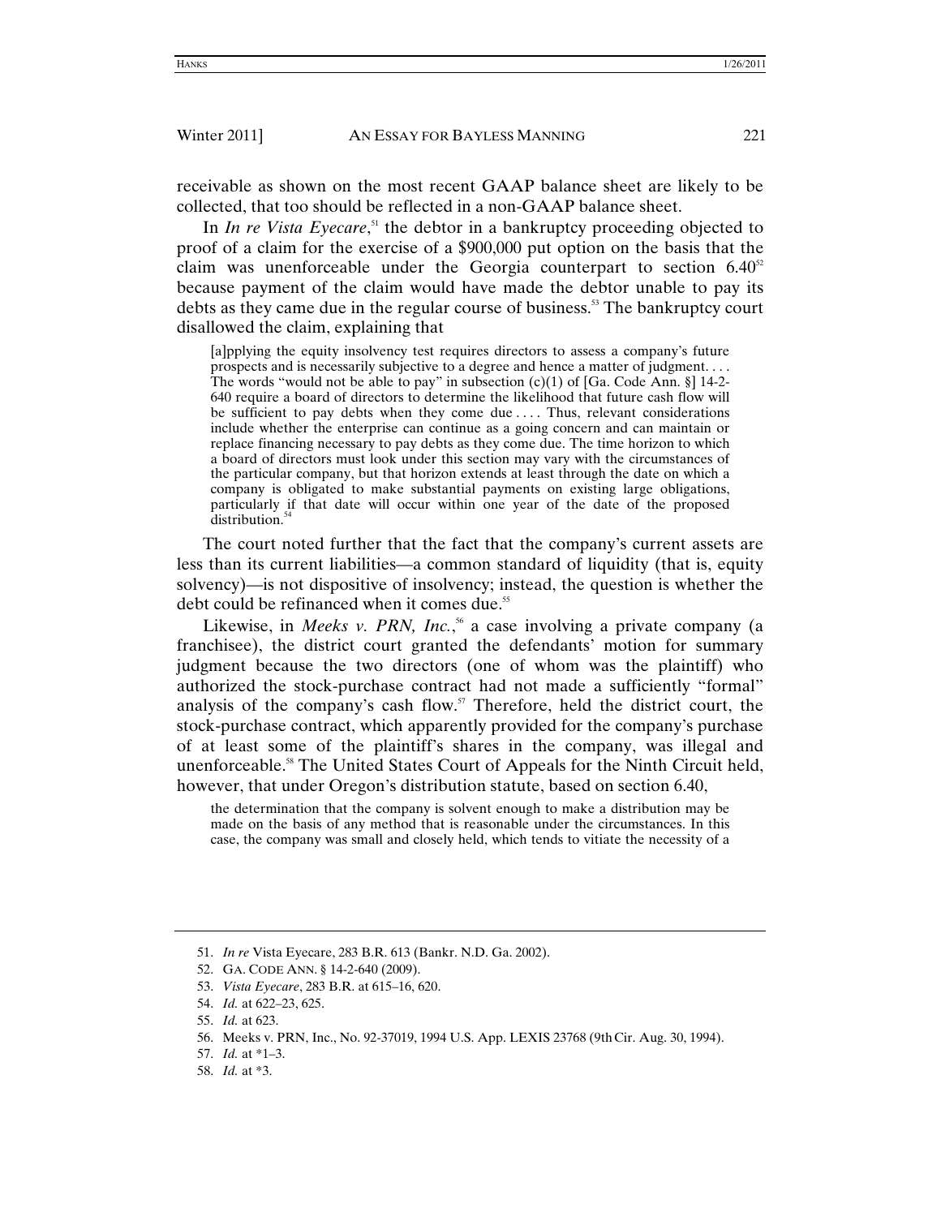receivable as shown on the most recent GAAP balance sheet are likely to be collected, that too should be reflected in a non-GAAP balance sheet.

In *In re Vista Eyecare*,[51] the debtor in a bankruptcy proceeding objected to proof of a claim for the exercise of a $900,000 put option on the basis that the claim was unenforceable under the Georgia counterpart to section 6.40[52] because payment of the claim would have made the debtor unable to pay its debts as they came due in the regular course of business.[53] The bankruptcy court disallowed the claim, explaining that

> [a]pplying the equity insolvency test requires directors to assess a company's future prospects and is necessarily subjective to a degree and hence a matter of judgment. . . . The words "would not be able to pay" in subsection (c)(1) of [Ga. Code Ann. §] 14-2-640 require a board of directors to determine the likelihood that future cash flow will be sufficient to pay debts when they come due . . . . Thus, relevant considerations include whether the enterprise can continue as a going concern and can maintain or replace financing necessary to pay debts as they come due. The time horizon to which a board of directors must look under this section may vary with the circumstances of the particular company, but that horizon extends at least through the date on which a company is obligated to make substantial payments on existing large obligations, particularly if that date will occur within one year of the date of the proposed distribution.[54]

The court noted further that the fact that the company's current assets are less than its current liabilities—a common standard of liquidity (that is, equity solvency)—is not dispositive of insolvency; instead, the question is whether the debt could be refinanced when it comes due.[55]

Likewise, in *Meeks v. PRN, Inc.*,[56] a case involving a private company (a franchisee), the district court granted the defendants' motion for summary judgment because the two directors (one of whom was the plaintiff) who authorized the stock-purchase contract had not made a sufficiently "formal" analysis of the company's cash flow.[57] Therefore, held the district court, the stock-purchase contract, which apparently provided for the company's purchase of at least some of the plaintiff's shares in the company, was illegal and unenforceable.[58] The United States Court of Appeals for the Ninth Circuit held, however, that under Oregon's distribution statute, based on section 6.40,

> the determination that the company is solvent enough to make a distribution may be made on the basis of any method that is reasonable under the circumstances. In this case, the company was small and closely held, which tends to vitiate the necessity of a

---

51. *In re* Vista Eyecare, 283 B.R. 613 (Bankr. N.D. Ga. 2002).

52. GA. CODE ANN. § 14-2-640 (2009).

53. *Vista Eyecare*, 283 B.R. at 615–16, 620.

54. *Id.* at 622–23, 625.

55. *Id.* at 623.

56. Meeks v. PRN, Inc., No. 92-37019, 1994 U.S. App. LEXIS 23768 (9th Cir. Aug. 30, 1994).

57. *Id.* at *1–3.

58. *Id.* at *3.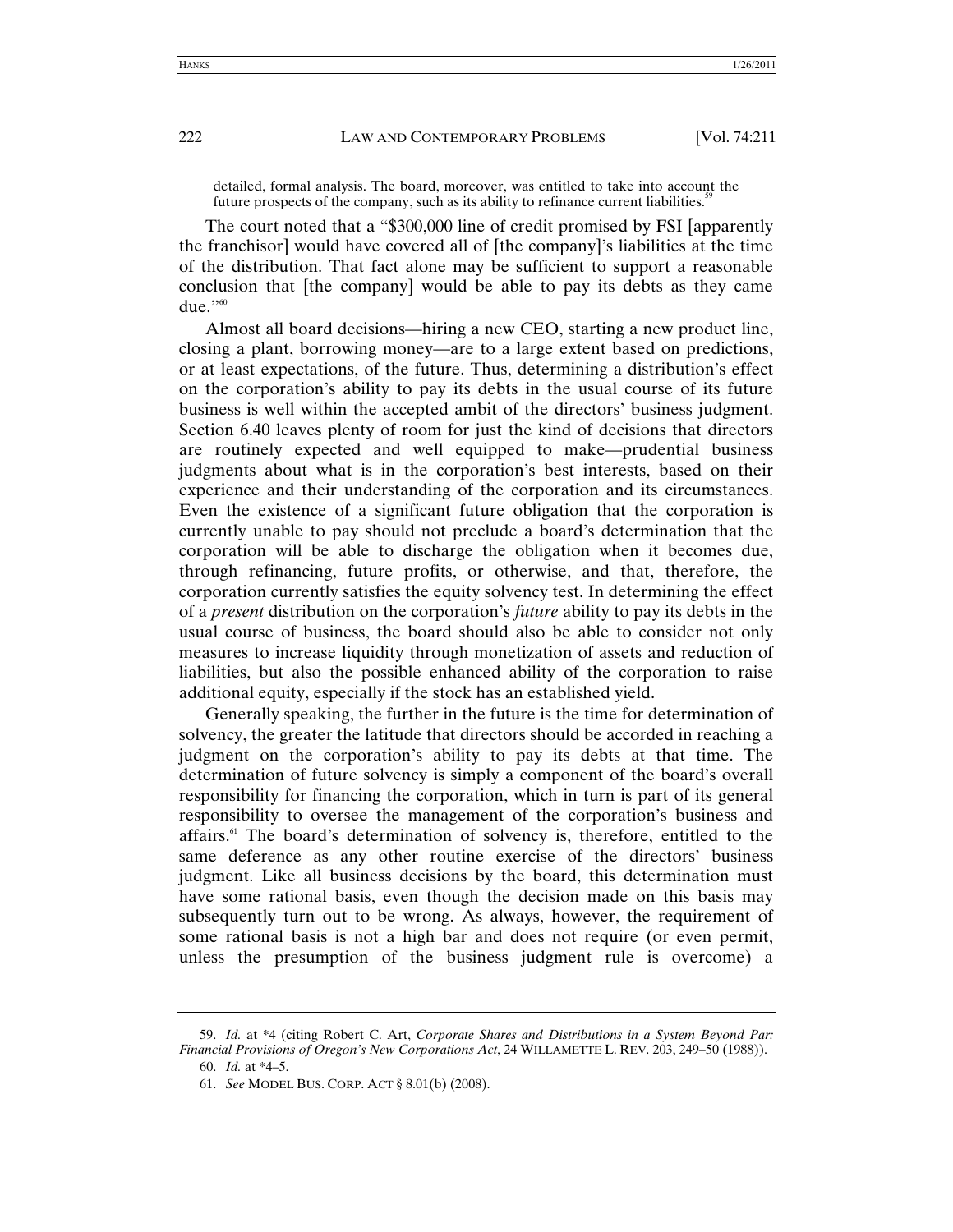> detailed, formal analysis. The board, moreover, was entitled to take into account the future prospects of the company, such as its ability to refinance current liabilities.[59]

The court noted that a "$300,000 line of credit promised by FSI [apparently the franchisor] would have covered all of [the company]'s liabilities at the time of the distribution. That fact alone may be sufficient to support a reasonable conclusion that [the company] would be able to pay its debts as they came due."[60]

Almost all board decisions—hiring a new CEO, starting a new product line, closing a plant, borrowing money—are to a large extent based on predictions, or at least expectations, of the future. Thus, determining a distribution's effect on the corporation's ability to pay its debts in the usual course of its future business is well within the accepted ambit of the directors' business judgment. Section 6.40 leaves plenty of room for just the kind of decisions that directors are routinely expected and well equipped to make—prudential business judgments about what is in the corporation's best interests, based on their experience and their understanding of the corporation and its circumstances. Even the existence of a significant future obligation that the corporation is currently unable to pay should not preclude a board's determination that the corporation will be able to discharge the obligation when it becomes due, through refinancing, future profits, or otherwise, and that, therefore, the corporation currently satisfies the equity solvency test. In determining the effect of a *present* distribution on the corporation's *future* ability to pay its debts in the usual course of business, the board should also be able to consider not only measures to increase liquidity through monetization of assets and reduction of liabilities, but also the possible enhanced ability of the corporation to raise additional equity, especially if the stock has an established yield.

Generally speaking, the further in the future is the time for determination of solvency, the greater the latitude that directors should be accorded in reaching a judgment on the corporation's ability to pay its debts at that time. The determination of future solvency is simply a component of the board's overall responsibility for financing the corporation, which in turn is part of its general responsibility to oversee the management of the corporation's business and affairs.[61] The board's determination of solvency is, therefore, entitled to the same deference as any other routine exercise of the directors' business judgment. Like all business decisions by the board, this determination must have some rational basis, even though the decision made on this basis may subsequently turn out to be wrong. As always, however, the requirement of some rational basis is not a high bar and does not require (or even permit, unless the presumption of the business judgment rule is overcome) a

---

59. *Id.* at *4 (citing Robert C. Art, *Corporate Shares and Distributions in a System Beyond Par: Financial Provisions of Oregon's New Corporations Act*, 24 WILLAMETTE L. REV. 203, 249–50 (1988)).

60. *Id.* at *4–5.

61. *See* MODEL BUS. CORP. ACT § 8.01(b) (2008).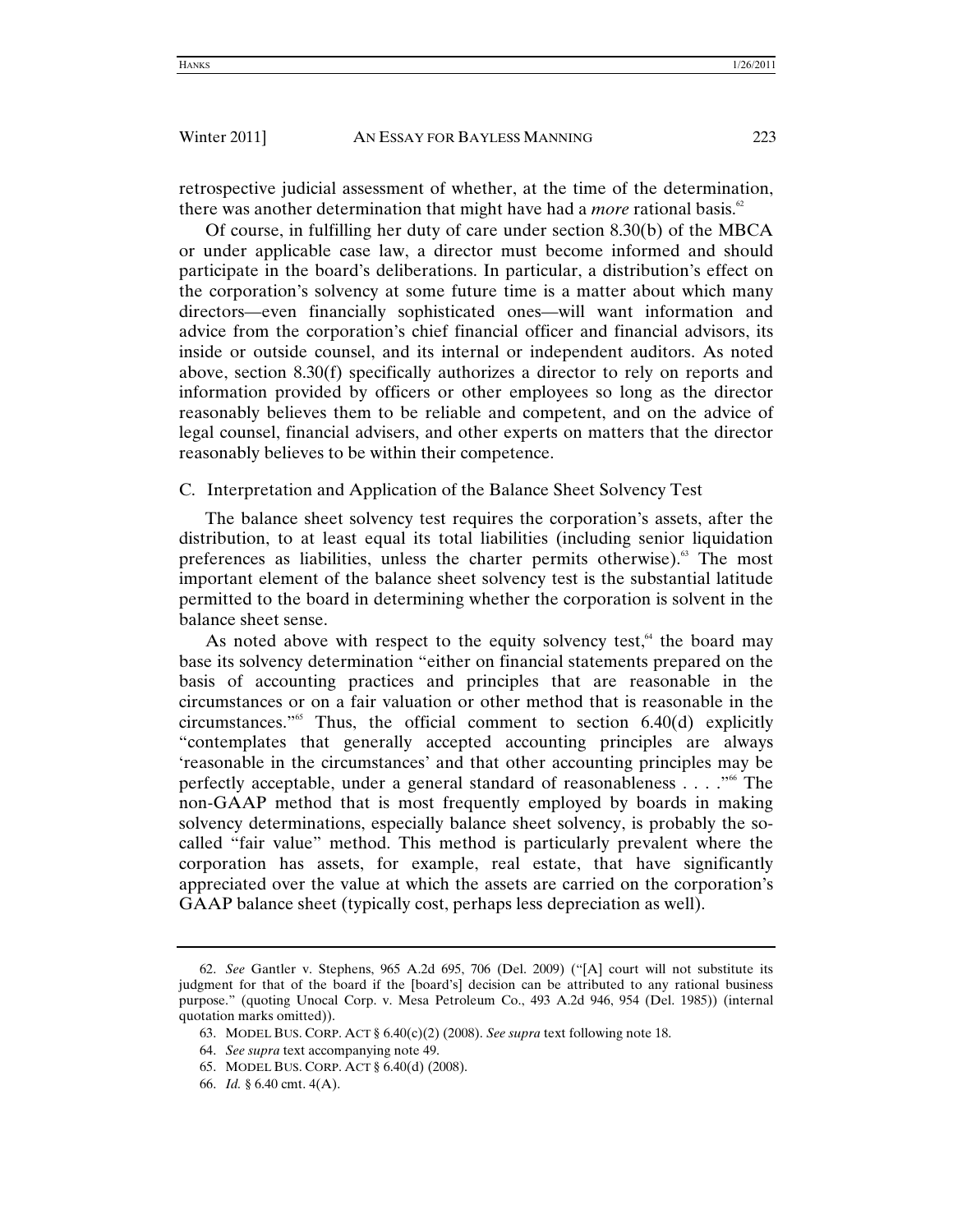retrospective judicial assessment of whether, at the time of the determination, there was another determination that might have had a *more* rational basis.[62]

Of course, in fulfilling her duty of care under section 8.30(b) of the MBCA or under applicable case law, a director must become informed and should participate in the board's deliberations. In particular, a distribution's effect on the corporation's solvency at some future time is a matter about which many directors—even financially sophisticated ones—will want information and advice from the corporation's chief financial officer and financial advisors, its inside or outside counsel, and its internal or independent auditors. As noted above, section 8.30(f) specifically authorizes a director to rely on reports and information provided by officers or other employees so long as the director reasonably believes them to be reliable and competent, and on the advice of legal counsel, financial advisers, and other experts on matters that the director reasonably believes to be within their competence.

## C. Interpretation and Application of the Balance Sheet Solvency Test

The balance sheet solvency test requires the corporation's assets, after the distribution, to at least equal its total liabilities (including senior liquidation preferences as liabilities, unless the charter permits otherwise).[63] The most important element of the balance sheet solvency test is the substantial latitude permitted to the board in determining whether the corporation is solvent in the balance sheet sense.

As noted above with respect to the equity solvency test,[64] the board may base its solvency determination "either on financial statements prepared on the basis of accounting practices and principles that are reasonable in the circumstances or on a fair valuation or other method that is reasonable in the circumstances."[65] Thus, the official comment to section 6.40(d) explicitly "contemplates that generally accepted accounting principles are always 'reasonable in the circumstances' and that other accounting principles may be perfectly acceptable, under a general standard of reasonableness . . . ."[66] The non-GAAP method that is most frequently employed by boards in making solvency determinations, especially balance sheet solvency, is probably the so-called "fair value" method. This method is particularly prevalent where the corporation has assets, for example, real estate, that have significantly appreciated over the value at which the assets are carried on the corporation's GAAP balance sheet (typically cost, perhaps less depreciation as well).

---

62. *See* Gantler v. Stephens, 965 A.2d 695, 706 (Del. 2009) ("[A] court will not substitute its judgment for that of the board if the [board's] decision can be attributed to any rational business purpose." (quoting Unocal Corp. v. Mesa Petroleum Co., 493 A.2d 946, 954 (Del. 1985)) (internal quotation marks omitted)).

63. MODEL BUS. CORP. ACT § 6.40(c)(2) (2008). *See supra* text following note 18.

64. *See supra* text accompanying note 49.

65. MODEL BUS. CORP. ACT § 6.40(d) (2008).

66. *Id.* § 6.40 cmt. 4(A).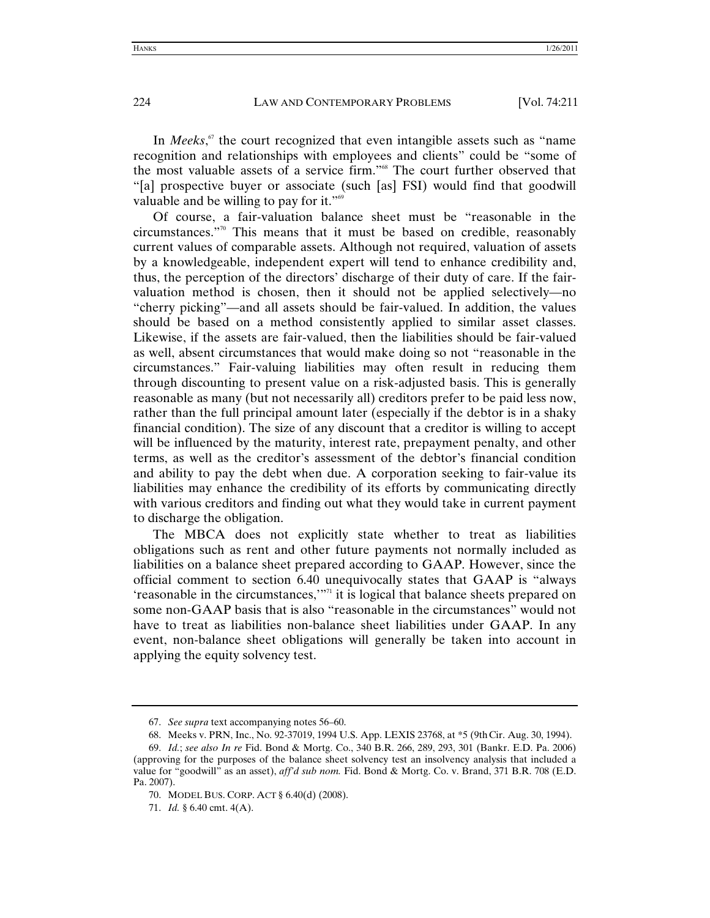In *Meeks*,[67] the court recognized that even intangible assets such as "name recognition and relationships with employees and clients" could be "some of the most valuable assets of a service firm."[68] The court further observed that "[a] prospective buyer or associate (such [as] FSI) would find that goodwill valuable and be willing to pay for it."[69]

Of course, a fair-valuation balance sheet must be "reasonable in the circumstances."[70] This means that it must be based on credible, reasonably current values of comparable assets. Although not required, valuation of assets by a knowledgeable, independent expert will tend to enhance credibility and, thus, the perception of the directors' discharge of their duty of care. If the fair-valuation method is chosen, then it should not be applied selectively—no "cherry picking"—and all assets should be fair-valued. In addition, the values should be based on a method consistently applied to similar asset classes. Likewise, if the assets are fair-valued, then the liabilities should be fair-valued as well, absent circumstances that would make doing so not "reasonable in the circumstances." Fair-valuing liabilities may often result in reducing them through discounting to present value on a risk-adjusted basis. This is generally reasonable as many (but not necessarily all) creditors prefer to be paid less now, rather than the full principal amount later (especially if the debtor is in a shaky financial condition). The size of any discount that a creditor is willing to accept will be influenced by the maturity, interest rate, prepayment penalty, and other terms, as well as the creditor's assessment of the debtor's financial condition and ability to pay the debt when due. A corporation seeking to fair-value its liabilities may enhance the credibility of its efforts by communicating directly with various creditors and finding out what they would take in current payment to discharge the obligation.

The MBCA does not explicitly state whether to treat as liabilities obligations such as rent and other future payments not normally included as liabilities on a balance sheet prepared according to GAAP. However, since the official comment to section 6.40 unequivocally states that GAAP is "always 'reasonable in the circumstances,'"[71] it is logical that balance sheets prepared on some non-GAAP basis that is also "reasonable in the circumstances" would not have to treat as liabilities non-balance sheet liabilities under GAAP. In any event, non-balance sheet obligations will generally be taken into account in applying the equity solvency test.

---

67. *See supra* text accompanying notes 56–60.

68. Meeks v. PRN, Inc., No. 92-37019, 1994 U.S. App. LEXIS 23768, at *5 (9th Cir. Aug. 30, 1994).

69. *Id.*; *see also In re* Fid. Bond & Mortg. Co., 340 B.R. 266, 289, 293, 301 (Bankr. E.D. Pa. 2006) (approving for the purposes of the balance sheet solvency test an insolvency analysis that included a value for "goodwill" as an asset), *aff'd sub nom.* Fid. Bond & Mortg. Co. v. Brand, 371 B.R. 708 (E.D. Pa. 2007).

70. MODEL BUS. CORP. ACT § 6.40(d) (2008).

71. *Id.* § 6.40 cmt. 4(A).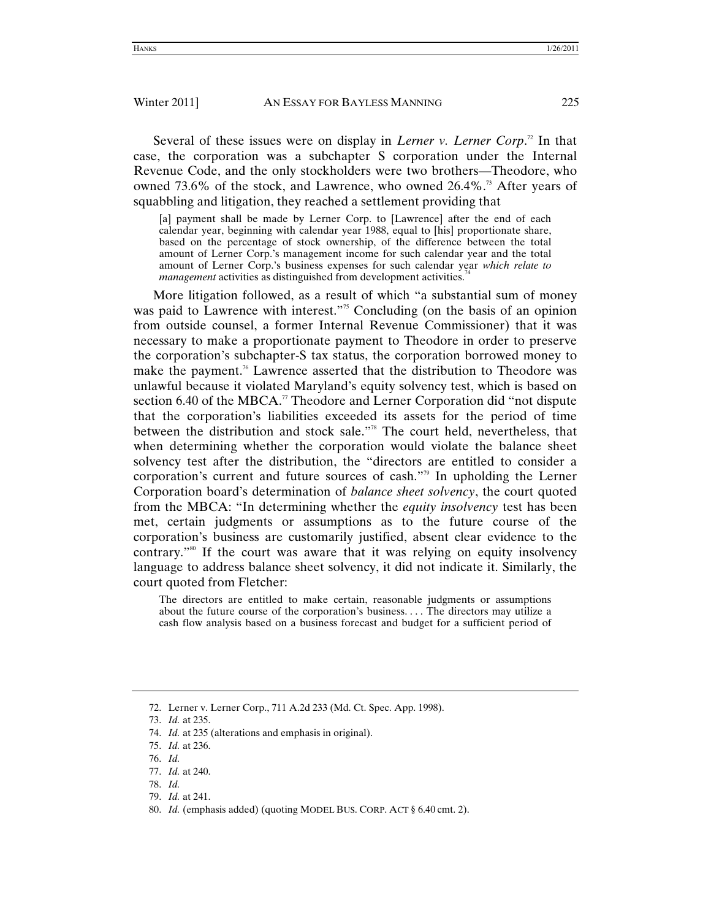Several of these issues were on display in *Lerner v. Lerner Corp*.[72] In that case, the corporation was a subchapter S corporation under the Internal Revenue Code, and the only stockholders were two brothers—Theodore, who owned 73.6% of the stock, and Lawrence, who owned 26.4%.[73] After years of squabbling and litigation, they reached a settlement providing that

> [a] payment shall be made by Lerner Corp. to [Lawrence] after the end of each calendar year, beginning with calendar year 1988, equal to [his] proportionate share, based on the percentage of stock ownership, of the difference between the total amount of Lerner Corp.'s management income for such calendar year and the total amount of Lerner Corp.'s business expenses for such calendar year *which relate to management* activities as distinguished from development activities.[74]

More litigation followed, as a result of which "a substantial sum of money was paid to Lawrence with interest."[75] Concluding (on the basis of an opinion from outside counsel, a former Internal Revenue Commissioner) that it was necessary to make a proportionate payment to Theodore in order to preserve the corporation's subchapter-S tax status, the corporation borrowed money to make the payment.[76] Lawrence asserted that the distribution to Theodore was unlawful because it violated Maryland's equity solvency test, which is based on section 6.40 of the MBCA.[77] Theodore and Lerner Corporation did "not dispute that the corporation's liabilities exceeded its assets for the period of time between the distribution and stock sale."[78] The court held, nevertheless, that when determining whether the corporation would violate the balance sheet solvency test after the distribution, the "directors are entitled to consider a corporation's current and future sources of cash."[79] In upholding the Lerner Corporation board's determination of *balance sheet solvency*, the court quoted from the MBCA: "In determining whether the *equity insolvency* test has been met, certain judgments or assumptions as to the future course of the corporation's business are customarily justified, absent clear evidence to the contrary."[80] If the court was aware that it was relying on equity insolvency language to address balance sheet solvency, it did not indicate it. Similarly, the court quoted from Fletcher:

> The directors are entitled to make certain, reasonable judgments or assumptions about the future course of the corporation's business. . . . The directors may utilize a cash flow analysis based on a business forecast and budget for a sufficient period of

---

72. Lerner v. Lerner Corp., 711 A.2d 233 (Md. Ct. Spec. App. 1998).
73. *Id.* at 235.
74. *Id.* at 235 (alterations and emphasis in original).
75. *Id.* at 236.
76. *Id.*
77. *Id.* at 240.
78. *Id.*
79. *Id.* at 241.
80. *Id.* (emphasis added) (quoting MODEL BUS. CORP. ACT § 6.40 cmt. 2).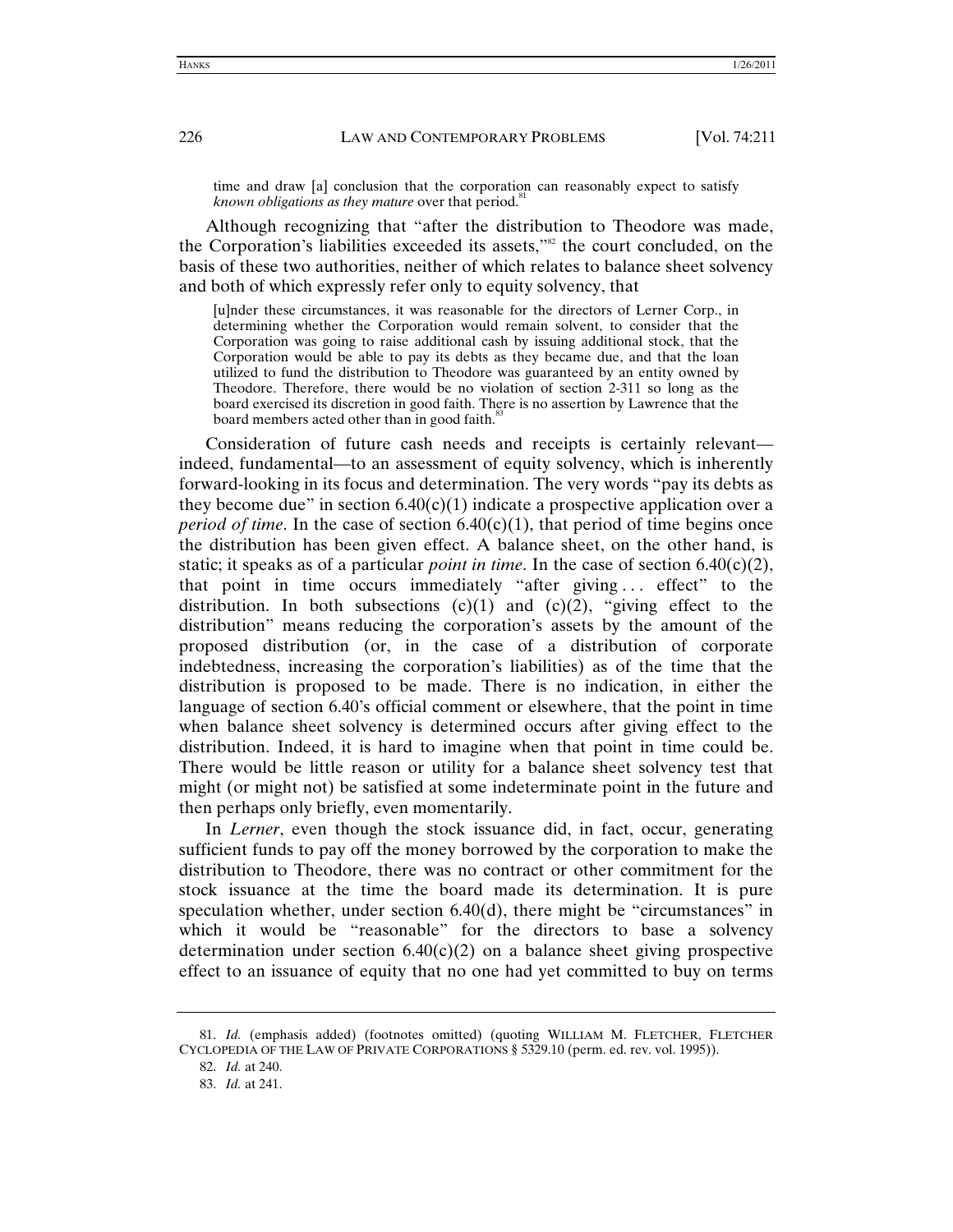> time and draw [a] conclusion that the corporation can reasonably expect to satisfy *known obligations as they mature* over that period.[81]

Although recognizing that "after the distribution to Theodore was made, the Corporation's liabilities exceeded its assets,"[82] the court concluded, on the basis of these two authorities, neither of which relates to balance sheet solvency and both of which expressly refer only to equity solvency, that

> [u]nder these circumstances, it was reasonable for the directors of Lerner Corp., in determining whether the Corporation would remain solvent, to consider that the Corporation was going to raise additional cash by issuing additional stock, that the Corporation would be able to pay its debts as they became due, and that the loan utilized to fund the distribution to Theodore was guaranteed by an entity owned by Theodore. Therefore, there would be no violation of section 2-311 so long as the board exercised its discretion in good faith. There is no assertion by Lawrence that the board members acted other than in good faith.[83]

Consideration of future cash needs and receipts is certainly relevant—indeed, fundamental—to an assessment of equity solvency, which is inherently forward-looking in its focus and determination. The very words "pay its debts as they become due" in section 6.40(c)(1) indicate a prospective application over a *period of time*. In the case of section 6.40(c)(1), that period of time begins once the distribution has been given effect. A balance sheet, on the other hand, is static; it speaks as of a particular *point in time*. In the case of section 6.40(c)(2), that point in time occurs immediately "after giving . . . effect" to the distribution. In both subsections (c)(1) and (c)(2), "giving effect to the distribution" means reducing the corporation's assets by the amount of the proposed distribution (or, in the case of a distribution of corporate indebtedness, increasing the corporation's liabilities) as of the time that the distribution is proposed to be made. There is no indication, in either the language of section 6.40's official comment or elsewhere, that the point in time when balance sheet solvency is determined occurs after giving effect to the distribution. Indeed, it is hard to imagine when that point in time could be. There would be little reason or utility for a balance sheet solvency test that might (or might not) be satisfied at some indeterminate point in the future and then perhaps only briefly, even momentarily.

In *Lerner*, even though the stock issuance did, in fact, occur, generating sufficient funds to pay off the money borrowed by the corporation to make the distribution to Theodore, there was no contract or other commitment for the stock issuance at the time the board made its determination. It is pure speculation whether, under section 6.40(d), there might be "circumstances" in which it would be "reasonable" for the directors to base a solvency determination under section 6.40(c)(2) on a balance sheet giving prospective effect to an issuance of equity that no one had yet committed to buy on terms

---

81. *Id.* (emphasis added) (footnotes omitted) (quoting WILLIAM M. FLETCHER, FLETCHER CYCLOPEDIA OF THE LAW OF PRIVATE CORPORATIONS § 5329.10 (perm. ed. rev. vol. 1995)).

82. *Id.* at 240.

83. *Id.* at 241.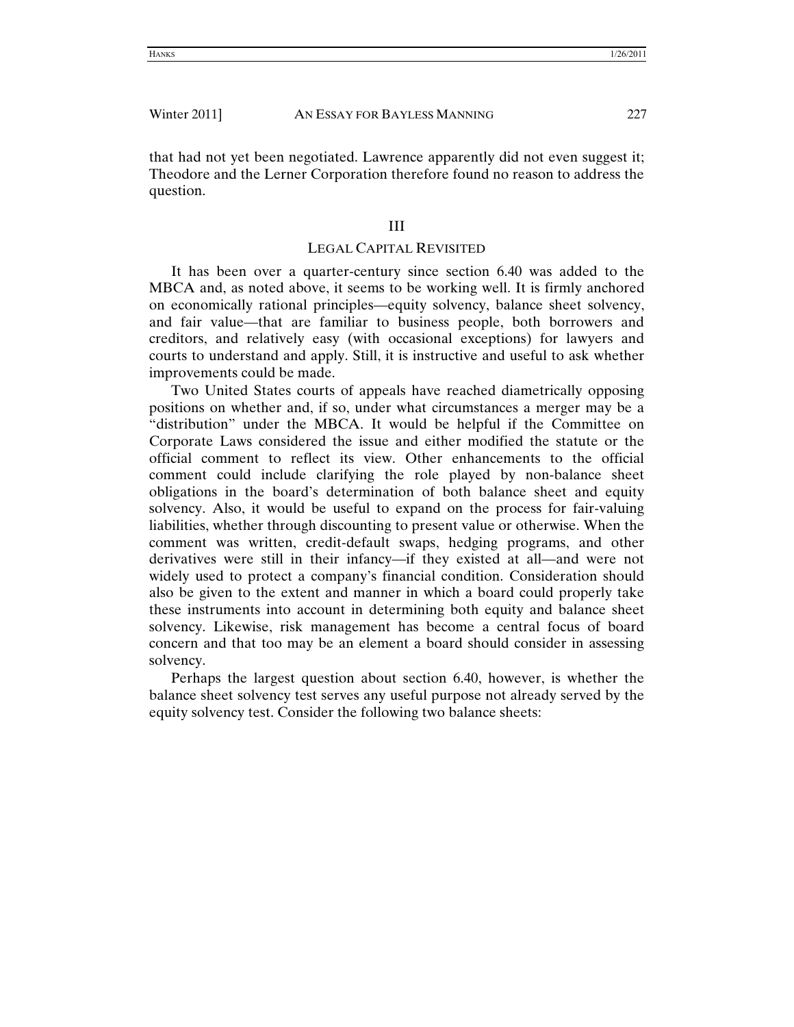that had not yet been negotiated. Lawrence apparently did not even suggest it; Theodore and the Lerner Corporation therefore found no reason to address the question.

## III

## LEGAL CAPITAL REVISITED

It has been over a quarter-century since section 6.40 was added to the MBCA and, as noted above, it seems to be working well. It is firmly anchored on economically rational principles—equity solvency, balance sheet solvency, and fair value—that are familiar to business people, both borrowers and creditors, and relatively easy (with occasional exceptions) for lawyers and courts to understand and apply. Still, it is instructive and useful to ask whether improvements could be made.

Two United States courts of appeals have reached diametrically opposing positions on whether and, if so, under what circumstances a merger may be a "distribution" under the MBCA. It would be helpful if the Committee on Corporate Laws considered the issue and either modified the statute or the official comment to reflect its view. Other enhancements to the official comment could include clarifying the role played by non-balance sheet obligations in the board's determination of both balance sheet and equity solvency. Also, it would be useful to expand on the process for fair-valuing liabilities, whether through discounting to present value or otherwise. When the comment was written, credit-default swaps, hedging programs, and other derivatives were still in their infancy—if they existed at all—and were not widely used to protect a company's financial condition. Consideration should also be given to the extent and manner in which a board could properly take these instruments into account in determining both equity and balance sheet solvency. Likewise, risk management has become a central focus of board concern and that too may be an element a board should consider in assessing solvency.

Perhaps the largest question about section 6.40, however, is whether the balance sheet solvency test serves any useful purpose not already served by the equity solvency test. Consider the following two balance sheets: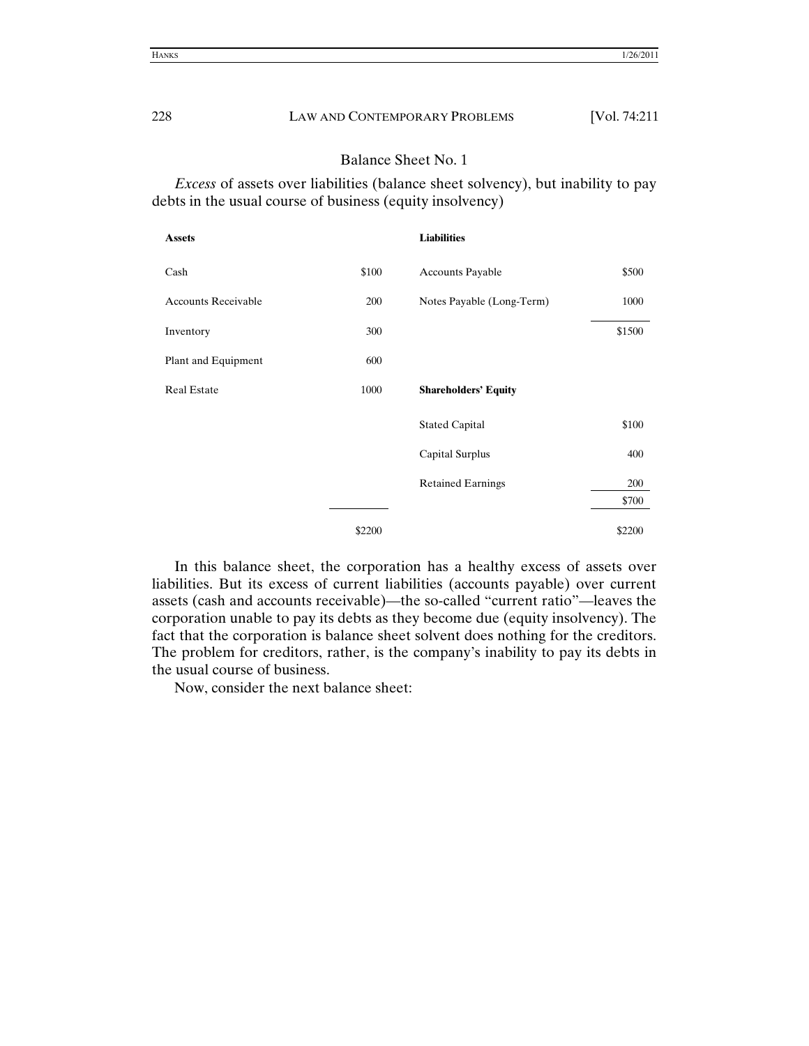Balance Sheet No. 1

*Excess* of assets over liabilities (balance sheet solvency), but inability to pay debts in the usual course of business (equity insolvency)

| **Assets** | | **Liabilities** | |
|---|---|---|---|
| Cash | $100 | Accounts Payable | $500 |
| Accounts Receivable | 200 | Notes Payable (Long-Term) | 1000 |
| Inventory | 300 | | $1500 |
| Plant and Equipment | 600 | | |
| Real Estate | 1000 | **Shareholders' Equity** | |
| | | Stated Capital | $100 |
| | | Capital Surplus | 400 |
| | | Retained Earnings | 200 |
| | | | $700 |
| | $2200 | | $2200 |

In this balance sheet, the corporation has a healthy excess of assets over liabilities. But its excess of current liabilities (accounts payable) over current assets (cash and accounts receivable)—the so-called "current ratio"—leaves the corporation unable to pay its debts as they become due (equity insolvency). The fact that the corporation is balance sheet solvent does nothing for the creditors. The problem for creditors, rather, is the company's inability to pay its debts in the usual course of business.

Now, consider the next balance sheet: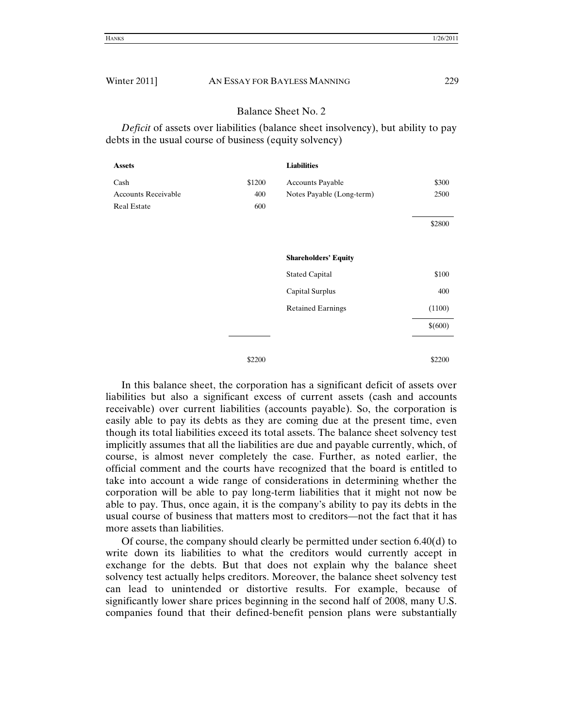Balance Sheet No. 2

*Deficit* of assets over liabilities (balance sheet insolvency), but ability to pay debts in the usual course of business (equity solvency)

| **Assets** | | **Liabilities** | |
|---|---|---|---|
| Cash | $1200 | Accounts Payable | $300 |
| Accounts Receivable | 400 | Notes Payable (Long-term) | 2500 |
| Real Estate | 600 | | |
| | | | $2800 |
| | | **Shareholders' Equity** | |
| | | Stated Capital | $100 |
| | | Capital Surplus | 400 |
| | | Retained Earnings | (1100) |
| | | | $(600) |
| | $2200 | | $2200 |

In this balance sheet, the corporation has a significant deficit of assets over liabilities but also a significant excess of current assets (cash and accounts receivable) over current liabilities (accounts payable). So, the corporation is easily able to pay its debts as they are coming due at the present time, even though its total liabilities exceed its total assets. The balance sheet solvency test implicitly assumes that all the liabilities are due and payable currently, which, of course, is almost never completely the case. Further, as noted earlier, the official comment and the courts have recognized that the board is entitled to take into account a wide range of considerations in determining whether the corporation will be able to pay long-term liabilities that it might not now be able to pay. Thus, once again, it is the company's ability to pay its debts in the usual course of business that matters most to creditors—not the fact that it has more assets than liabilities.

Of course, the company should clearly be permitted under section 6.40(d) to write down its liabilities to what the creditors would currently accept in exchange for the debts. But that does not explain why the balance sheet solvency test actually helps creditors. Moreover, the balance sheet solvency test can lead to unintended or distortive results. For example, because of significantly lower share prices beginning in the second half of 2008, many U.S. companies found that their defined-benefit pension plans were substantially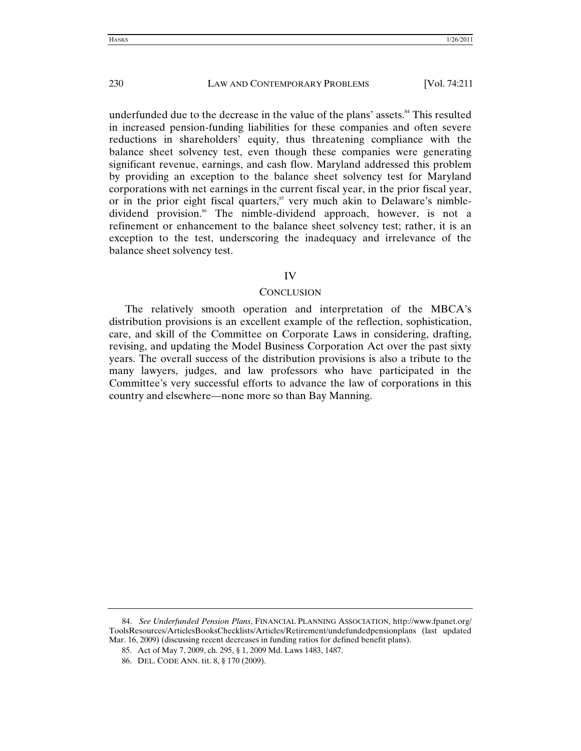underfunded due to the decrease in the value of the plans' assets.[84] This resulted in increased pension-funding liabilities for these companies and often severe reductions in shareholders' equity, thus threatening compliance with the balance sheet solvency test, even though these companies were generating significant revenue, earnings, and cash flow. Maryland addressed this problem by providing an exception to the balance sheet solvency test for Maryland corporations with net earnings in the current fiscal year, in the prior fiscal year, or in the prior eight fiscal quarters,[85] very much akin to Delaware's nimble-dividend provision.[86] The nimble-dividend approach, however, is not a refinement or enhancement to the balance sheet solvency test; rather, it is an exception to the test, underscoring the inadequacy and irrelevance of the balance sheet solvency test.

## IV

## CONCLUSION

The relatively smooth operation and interpretation of the MBCA's distribution provisions is an excellent example of the reflection, sophistication, care, and skill of the Committee on Corporate Laws in considering, drafting, revising, and updating the Model Business Corporation Act over the past sixty years. The overall success of the distribution provisions is also a tribute to the many lawyers, judges, and law professors who have participated in the Committee's very successful efforts to advance the law of corporations in this country and elsewhere—none more so than Bay Manning.

---

84. *See Underfunded Pension Plans*, FINANCIAL PLANNING ASSOCIATION, http://www.fpanet.org/ToolsResources/ArticlesBooksChecklists/Articles/Retirement/undefundedpensionplans (last updated Mar. 16, 2009) (discussing recent decreases in funding ratios for defined benefit plans).

85. Act of May 7, 2009, ch. 295, § 1, 2009 Md. Laws 1483, 1487.

86. DEL. CODE ANN. tit. 8, § 170 (2009).